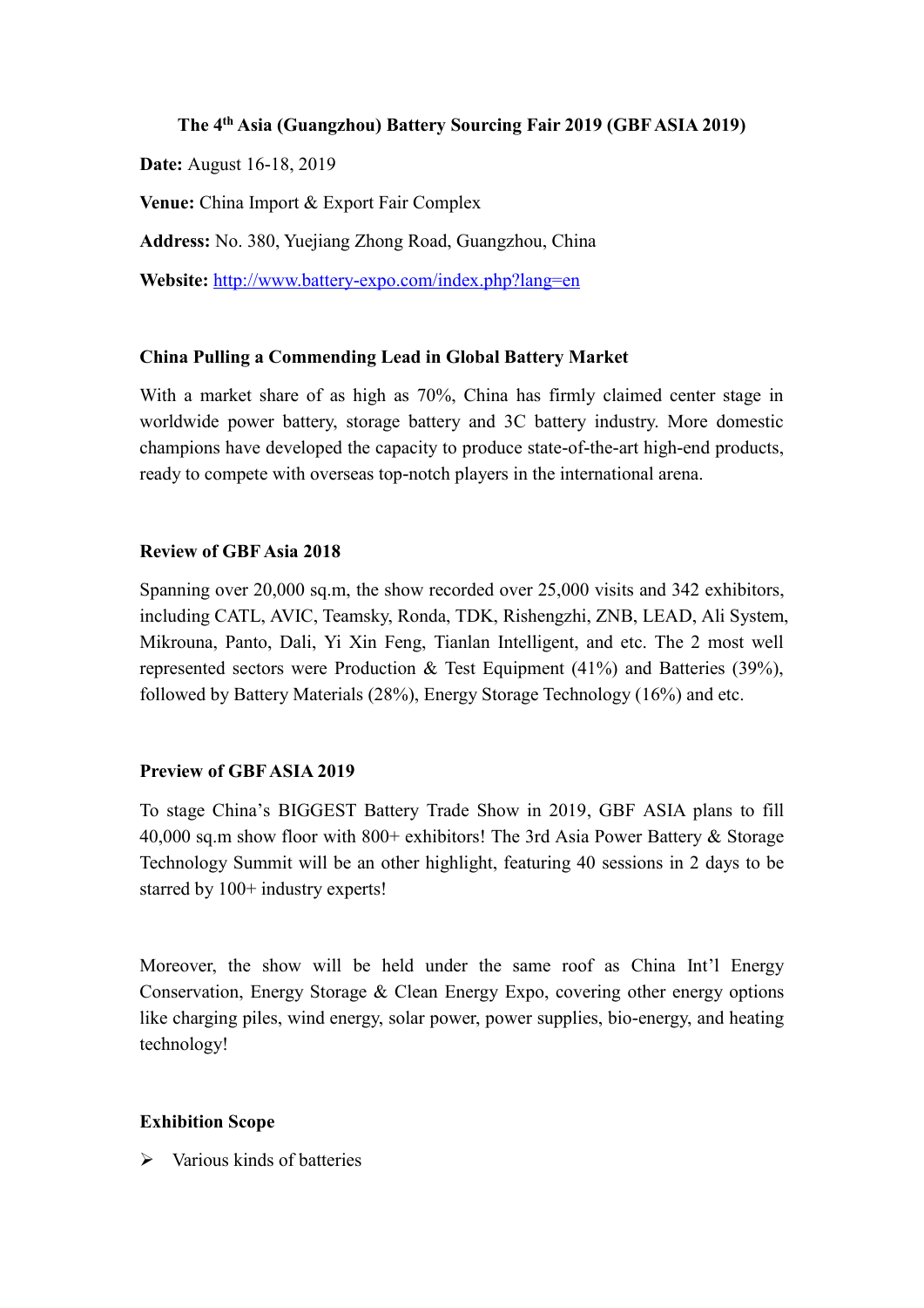# The 4th Asia (Guangzhou) Battery Sourcing Fair 2019 (GBF ASIA 2019)

**Date:** August 16-18, 2019

**Venue:** China Import & Export Fair Complex

**Address:** No. 380, Yuejiang Zhong Road, Guangzhou, China

**Website:** [http://www.battery-expo.com/index.php?lang=en](http://www.battery-expo.com/index.php?lang=en)

## China Pulling a Commending Lead in Global Battery Market

With a market share of as high as 70%, China has firmly claimed center stage in worldwide power battery, storage battery and 3C battery industry. More domestic champions have developed the capacity to produce state-of-the-art high-end products, ready to compete with overseas top-notch players in the international arena.

## Review of GBF Asia 2018

Spanning over 20,000 sq.m, the show recorded over 25,000 visits and 342 exhibitors, including CATL, AVIC, Teamsky, Ronda, TDK, Rishengzhi, ZNB, LEAD, Ali System, Mikrouna, Panto, Dali, Yi Xin Feng, Tianlan Intelligent, and etc. The 2 most well represented sectors were Production & Test Equipment (41%) and Batteries (39%), followed by Battery Materials (28%), Energy Storage Technology (16%) and etc.

## Preview of GBF ASIA 2019

To stage China's BIGGEST Battery Trade Show in 2019, GBF ASIA plans to fill 40,000 sq.m show floor with 800+ exhibitors! The 3rd Asia Power Battery & Storage Technology Summit will be an other highlight, featuring 40 sessions in 2 days to be starred by 100+ industry experts!

Moreover, the show will be held under the same roof as China Int'l Energy Conservation, Energy Storage & Clean Energy Expo, covering other energy options like charging piles, wind energy, solar power, power supplies, bio-energy, and heating technology!

## Exhibition Scope

- Various kinds of batteries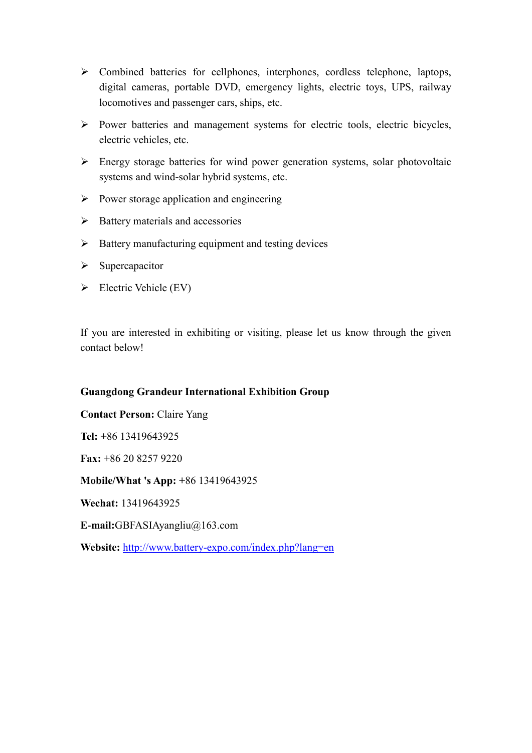- Combined batteries for cellphones, interphones, cordless telephone, laptops, digital cameras, portable DVD, emergency lights, electric toys, UPS, railway locomotives and passenger cars, ships, etc.
- Power batteries and management systems for electric tools, electric bicycles, electric vehicles, etc.
- Energy storage batteries for wind power generation systems, solar photovoltaic systems and wind-solar hybrid systems, etc.
- Power storage application and engineering
- Battery materials and accessories
- Battery manufacturing equipment and testing devices
- Supercapacitor
- Electric Vehicle (EV)

If you are interested in exhibiting or visiting, please let us know through the given contact below!

**Guangdong Grandeur International Exhibition Group**

**Contact Person:** Claire Yang

**Tel:** +86 13419643925

**Fax:** +86 20 8257 9220

**Mobile/What 's App:** +86 13419643925

**Wechat:** 13419643925

**E-mail:**GBFASIAyangliu@163.com

**Website:** [http://www.battery-expo.com/index.php?lang=en](http://www.battery-expo.com/index.php?lang=en)